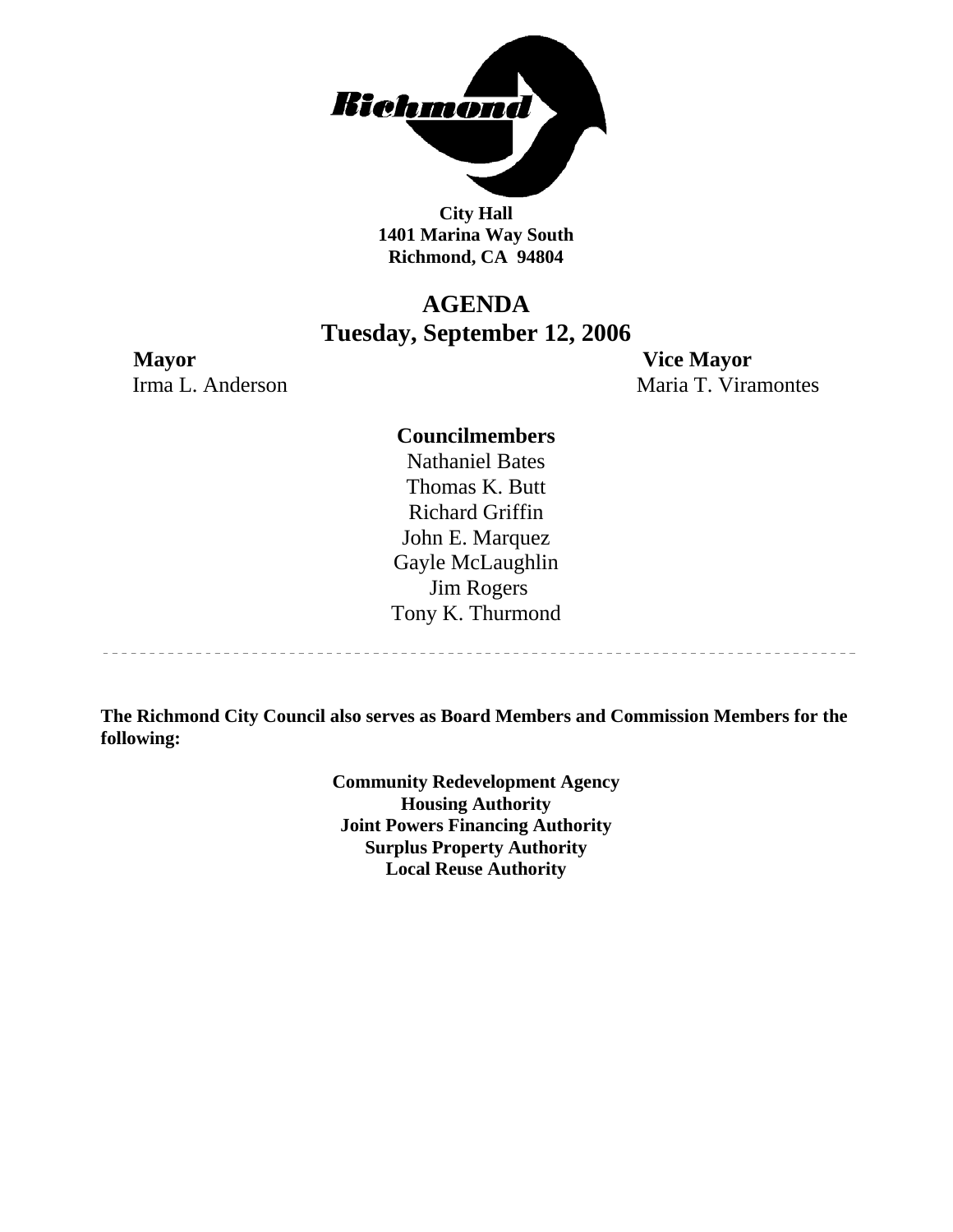**City Hall**
**1401 Marina Way South**
**Richmond, CA 94804**

# AGENDA
## Tuesday, September 12, 2006

**Mayor**
Irma L. Anderson

**Vice Mayor**
Maria T. Viramontes

**Councilmembers**
Nathaniel Bates
Thomas K. Butt
Richard Griffin
John E. Marquez
Gayle McLaughlin
Jim Rogers
Tony K. Thurmond

---

**The Richmond City Council also serves as Board Members and Commission Members for the following:**

**Community Redevelopment Agency**
**Housing Authority**
**Joint Powers Financing Authority**
**Surplus Property Authority**
**Local Reuse Authority**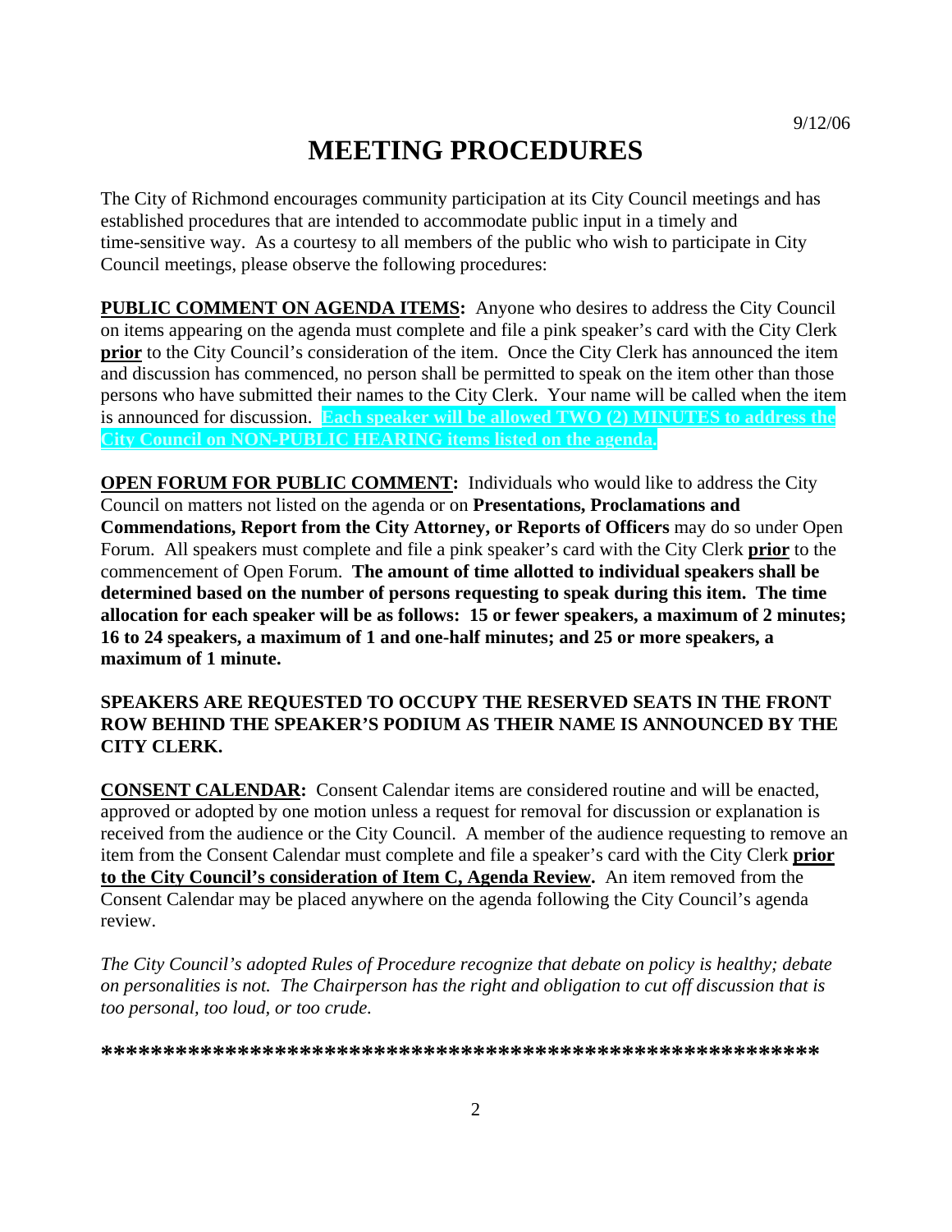9/12/06

# MEETING PROCEDURES

The City of Richmond encourages community participation at its City Council meetings and has established procedures that are intended to accommodate public input in a timely and time-sensitive way. As a courtesy to all members of the public who wish to participate in City Council meetings, please observe the following procedures:

**PUBLIC COMMENT ON AGENDA ITEMS:** Anyone who desires to address the City Council on items appearing on the agenda must complete and file a pink speaker's card with the City Clerk **prior** to the City Council's consideration of the item. Once the City Clerk has announced the item and discussion has commenced, no person shall be permitted to speak on the item other than those persons who have submitted their names to the City Clerk. Your name will be called when the item is announced for discussion. **Each speaker will be allowed TWO (2) MINUTES to address the City Council on NON-PUBLIC HEARING items listed on the agenda.**

**OPEN FORUM FOR PUBLIC COMMENT:** Individuals who would like to address the City Council on matters not listed on the agenda or on **Presentations, Proclamations and Commendations, Report from the City Attorney, or Reports of Officers** may do so under Open Forum. All speakers must complete and file a pink speaker's card with the City Clerk **prior** to the commencement of Open Forum. **The amount of time allotted to individual speakers shall be determined based on the number of persons requesting to speak during this item. The time allocation for each speaker will be as follows: 15 or fewer speakers, a maximum of 2 minutes; 16 to 24 speakers, a maximum of 1 and one-half minutes; and 25 or more speakers, a maximum of 1 minute.**

**SPEAKERS ARE REQUESTED TO OCCUPY THE RESERVED SEATS IN THE FRONT ROW BEHIND THE SPEAKER'S PODIUM AS THEIR NAME IS ANNOUNCED BY THE CITY CLERK.**

**CONSENT CALENDAR:** Consent Calendar items are considered routine and will be enacted, approved or adopted by one motion unless a request for removal for discussion or explanation is received from the audience or the City Council. A member of the audience requesting to remove an item from the Consent Calendar must complete and file a speaker's card with the City Clerk **prior to the City Council's consideration of Item C, Agenda Review.** An item removed from the Consent Calendar may be placed anywhere on the agenda following the City Council's agenda review.

*The City Council's adopted Rules of Procedure recognize that debate on policy is healthy; debate on personalities is not. The Chairperson has the right and obligation to cut off discussion that is too personal, too loud, or too crude.*

**\*\*\*\*\*\*\*\*\*\*\*\*\*\*\*\*\*\*\*\*\*\*\*\*\*\*\*\*\*\*\*\*\*\*\*\*\*\*\*\*\*\*\*\*\*\*\*\*\*\*\*\*\*\*\*\*\*\*\***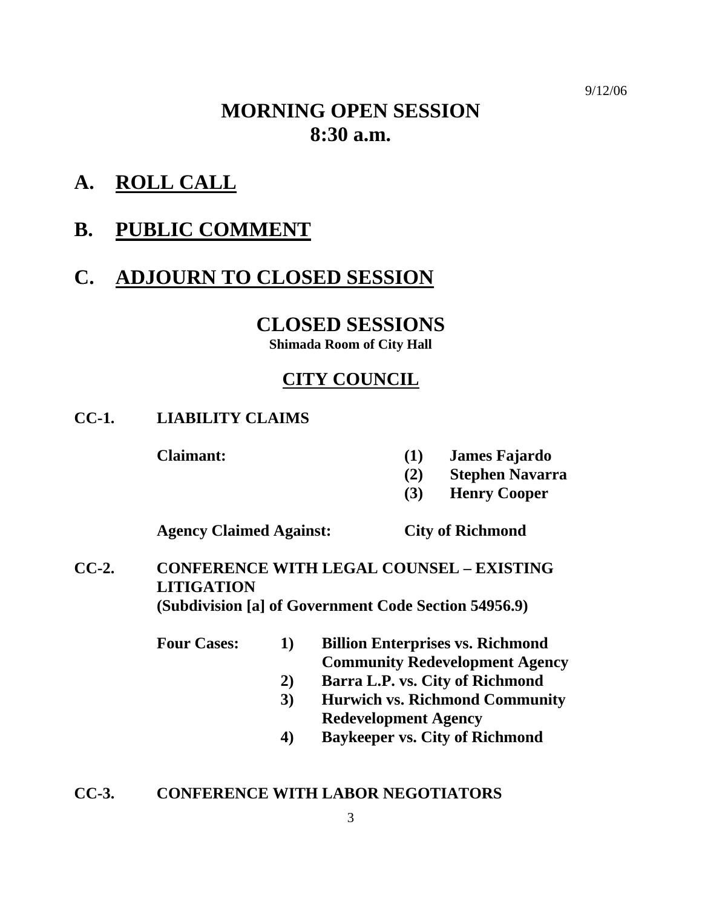9/12/06

# MORNING OPEN SESSION
# 8:30 a.m.

## A. ROLL CALL

## B. PUBLIC COMMENT

## C. ADJOURN TO CLOSED SESSION

# CLOSED SESSIONS

**Shimada Room of City Hall**

## CITY COUNCIL

**CC-1. LIABILITY CLAIMS**

**Claimant:**
- **(1) James Fajardo**
- **(2) Stephen Navarra**
- **(3) Henry Cooper**

**Agency Claimed Against: City of Richmond**

**CC-2. CONFERENCE WITH LEGAL COUNSEL – EXISTING LITIGATION**
**(Subdivision [a] of Government Code Section 54956.9)**

**Four Cases:**
- **1) Billion Enterprises vs. Richmond Community Redevelopment Agency**
- **2) Barra L.P. vs. City of Richmond**
- **3) Hurwich vs. Richmond Community Redevelopment Agency**
- **4) Baykeeper vs. City of Richmond**

**CC-3. CONFERENCE WITH LABOR NEGOTIATORS**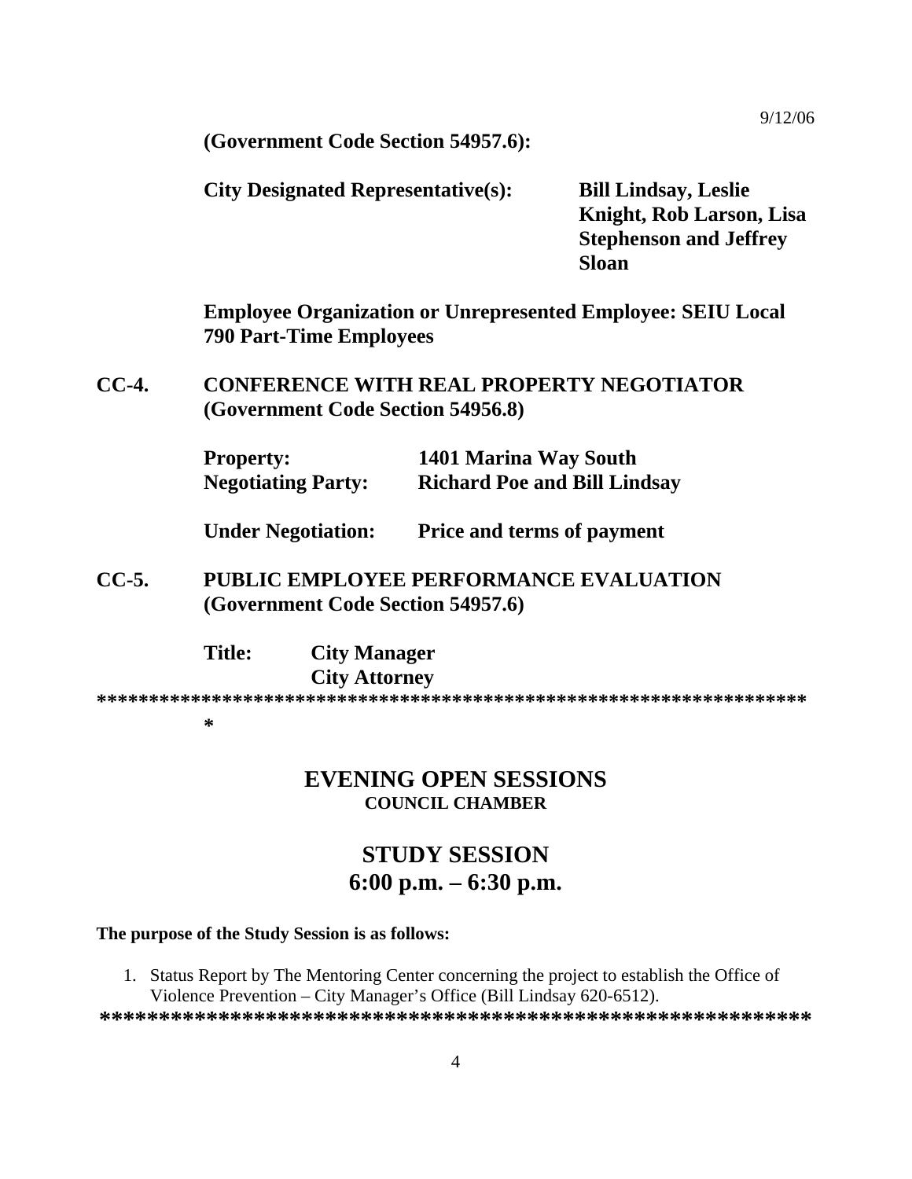9/12/06

**(Government Code Section 54957.6):**

**City Designated Representative(s):** **Bill Lindsay, Leslie Knight, Rob Larson, Lisa Stephenson and Jeffrey Sloan**

**Employee Organization or Unrepresented Employee: SEIU Local 790 Part-Time Employees**

**CC-4. CONFERENCE WITH REAL PROPERTY NEGOTIATOR (Government Code Section 54956.8)**

| | |
|---|---|
| **Property:** | **1401 Marina Way South** |
| **Negotiating Party:** | **Richard Poe and Bill Lindsay** |
| **Under Negotiation:** | **Price and terms of payment** |

**CC-5. PUBLIC EMPLOYEE PERFORMANCE EVALUATION (Government Code Section 54957.6)**

**Title:** **City Manager**
**City Attorney**

**********************************************************************

## EVENING OPEN SESSIONS

### COUNCIL CHAMBER

## STUDY SESSION

## 6:00 p.m. – 6:30 p.m.

**The purpose of the Study Session is as follows:**

1. Status Report by The Mentoring Center concerning the project to establish the Office of Violence Prevention – City Manager's Office (Bill Lindsay 620-6512).

**************************************************************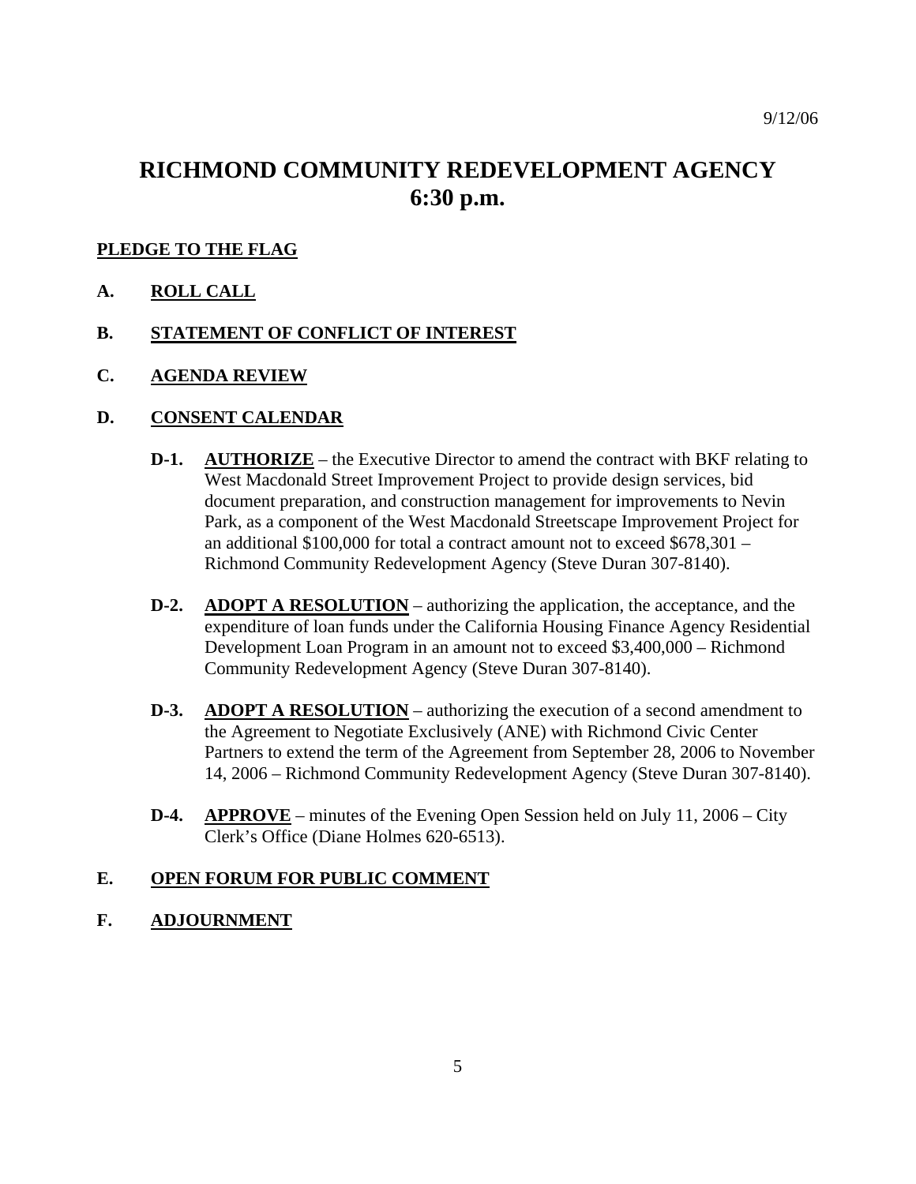9/12/06

# RICHMOND COMMUNITY REDEVELOPMENT AGENCY
# 6:30 p.m.

**PLEDGE TO THE FLAG**

**A. ROLL CALL**

**B. STATEMENT OF CONFLICT OF INTEREST**

**C. AGENDA REVIEW**

**D. CONSENT CALENDAR**

- **D-1.** **AUTHORIZE** – the Executive Director to amend the contract with BKF relating to West Macdonald Street Improvement Project to provide design services, bid document preparation, and construction management for improvements to Nevin Park, as a component of the West Macdonald Streetscape Improvement Project for an additional $100,000 for total a contract amount not to exceed $678,301 – Richmond Community Redevelopment Agency (Steve Duran 307-8140).

- **D-2.** **ADOPT A RESOLUTION** – authorizing the application, the acceptance, and the expenditure of loan funds under the California Housing Finance Agency Residential Development Loan Program in an amount not to exceed $3,400,000 – Richmond Community Redevelopment Agency (Steve Duran 307-8140).

- **D-3.** **ADOPT A RESOLUTION** – authorizing the execution of a second amendment to the Agreement to Negotiate Exclusively (ANE) with Richmond Civic Center Partners to extend the term of the Agreement from September 28, 2006 to November 14, 2006 – Richmond Community Redevelopment Agency (Steve Duran 307-8140).

- **D-4.** **APPROVE** – minutes of the Evening Open Session held on July 11, 2006 – City Clerk's Office (Diane Holmes 620-6513).

**E. OPEN FORUM FOR PUBLIC COMMENT**

**F. ADJOURNMENT**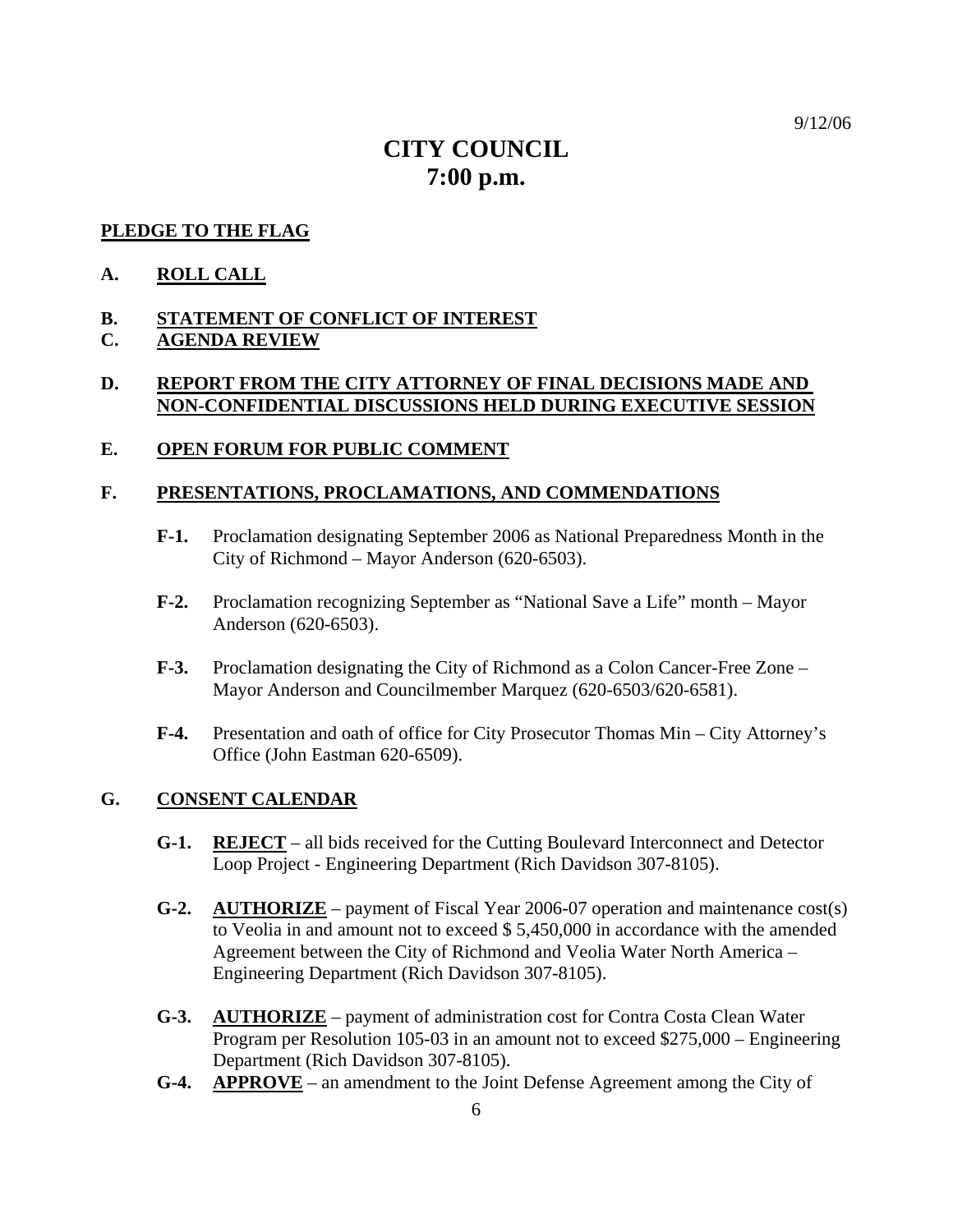9/12/06

# CITY COUNCIL
# 7:00 p.m.

**PLEDGE TO THE FLAG**

**A. ROLL CALL**

**B. STATEMENT OF CONFLICT OF INTEREST**

**C. AGENDA REVIEW**

**D. REPORT FROM THE CITY ATTORNEY OF FINAL DECISIONS MADE AND NON-CONFIDENTIAL DISCUSSIONS HELD DURING EXECUTIVE SESSION**

**E. OPEN FORUM FOR PUBLIC COMMENT**

**F. PRESENTATIONS, PROCLAMATIONS, AND COMMENDATIONS**

**F-1.** Proclamation designating September 2006 as National Preparedness Month in the City of Richmond – Mayor Anderson (620-6503).

**F-2.** Proclamation recognizing September as "National Save a Life" month – Mayor Anderson (620-6503).

**F-3.** Proclamation designating the City of Richmond as a Colon Cancer-Free Zone – Mayor Anderson and Councilmember Marquez (620-6503/620-6581).

**F-4.** Presentation and oath of office for City Prosecutor Thomas Min – City Attorney's Office (John Eastman 620-6509).

**G. CONSENT CALENDAR**

**G-1.** **REJECT** – all bids received for the Cutting Boulevard Interconnect and Detector Loop Project - Engineering Department (Rich Davidson 307-8105).

**G-2.** **AUTHORIZE** – payment of Fiscal Year 2006-07 operation and maintenance cost(s) to Veolia in and amount not to exceed $ 5,450,000 in accordance with the amended Agreement between the City of Richmond and Veolia Water North America – Engineering Department (Rich Davidson 307-8105).

**G-3.** **AUTHORIZE** – payment of administration cost for Contra Costa Clean Water Program per Resolution 105-03 in an amount not to exceed $275,000 – Engineering Department (Rich Davidson 307-8105).

**G-4.** **APPROVE** – an amendment to the Joint Defense Agreement among the City of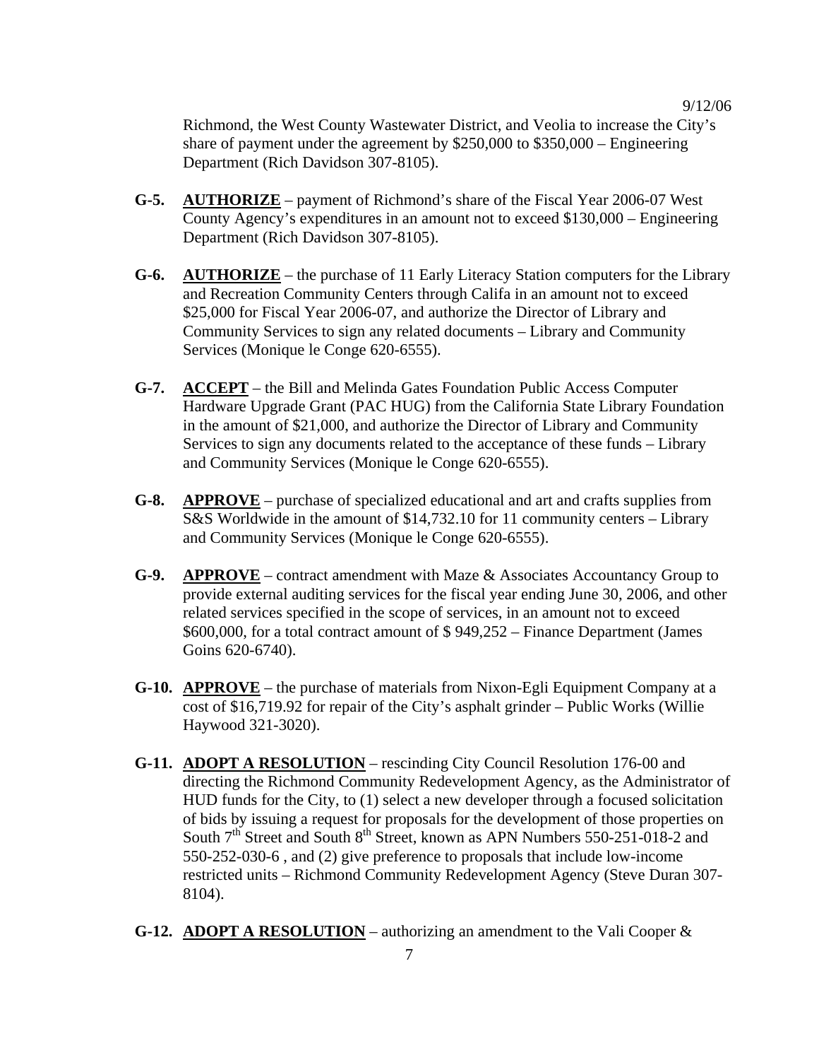Richmond, the West County Wastewater District, and Veolia to increase the City's share of payment under the agreement by $250,000 to $350,000 – Engineering Department (Rich Davidson 307-8105).

**G-5.** **AUTHORIZE** – payment of Richmond's share of the Fiscal Year 2006-07 West County Agency's expenditures in an amount not to exceed $130,000 – Engineering Department (Rich Davidson 307-8105).

**G-6.** **AUTHORIZE** – the purchase of 11 Early Literacy Station computers for the Library and Recreation Community Centers through Califa in an amount not to exceed $25,000 for Fiscal Year 2006-07, and authorize the Director of Library and Community Services to sign any related documents – Library and Community Services (Monique le Conge 620-6555).

**G-7.** **ACCEPT** – the Bill and Melinda Gates Foundation Public Access Computer Hardware Upgrade Grant (PAC HUG) from the California State Library Foundation in the amount of $21,000, and authorize the Director of Library and Community Services to sign any documents related to the acceptance of these funds – Library and Community Services (Monique le Conge 620-6555).

**G-8.** **APPROVE** – purchase of specialized educational and art and crafts supplies from S&S Worldwide in the amount of $14,732.10 for 11 community centers – Library and Community Services (Monique le Conge 620-6555).

**G-9.** **APPROVE** – contract amendment with Maze & Associates Accountancy Group to provide external auditing services for the fiscal year ending June 30, 2006, and other related services specified in the scope of services, in an amount not to exceed $600,000, for a total contract amount of $ 949,252 – Finance Department (James Goins 620-6740).

**G-10.** **APPROVE** – the purchase of materials from Nixon-Egli Equipment Company at a cost of $16,719.92 for repair of the City's asphalt grinder – Public Works (Willie Haywood 321-3020).

**G-11.** **ADOPT A RESOLUTION** – rescinding City Council Resolution 176-00 and directing the Richmond Community Redevelopment Agency, as the Administrator of HUD funds for the City, to (1) select a new developer through a focused solicitation of bids by issuing a request for proposals for the development of those properties on South 7th Street and South 8th Street, known as APN Numbers 550-251-018-2 and 550-252-030-6 , and (2) give preference to proposals that include low-income restricted units – Richmond Community Redevelopment Agency (Steve Duran 307-8104).

**G-12.** **ADOPT A RESOLUTION** – authorizing an amendment to the Vali Cooper &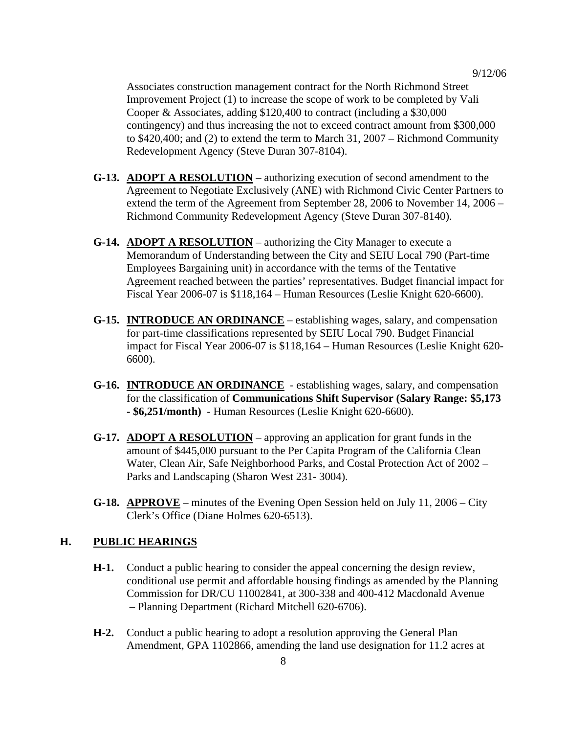Associates construction management contract for the North Richmond Street Improvement Project (1) to increase the scope of work to be completed by Vali Cooper & Associates, adding $120,400 to contract (including a $30,000 contingency) and thus increasing the not to exceed contract amount from $300,000 to $420,400; and (2) to extend the term to March 31, 2007 – Richmond Community Redevelopment Agency (Steve Duran 307-8104).

**G-13.** **ADOPT A RESOLUTION** – authorizing execution of second amendment to the Agreement to Negotiate Exclusively (ANE) with Richmond Civic Center Partners to extend the term of the Agreement from September 28, 2006 to November 14, 2006 – Richmond Community Redevelopment Agency (Steve Duran 307-8140).

**G-14.** **ADOPT A RESOLUTION** – authorizing the City Manager to execute a Memorandum of Understanding between the City and SEIU Local 790 (Part-time Employees Bargaining unit) in accordance with the terms of the Tentative Agreement reached between the parties' representatives. Budget financial impact for Fiscal Year 2006-07 is $118,164 – Human Resources (Leslie Knight 620-6600).

**G-15.** **INTRODUCE AN ORDINANCE** – establishing wages, salary, and compensation for part-time classifications represented by SEIU Local 790. Budget Financial impact for Fiscal Year 2006-07 is $118,164 – Human Resources (Leslie Knight 620-6600).

**G-16.** **INTRODUCE AN ORDINANCE** - establishing wages, salary, and compensation for the classification of **Communications Shift Supervisor (Salary Range: $5,173 - $6,251/month)** - Human Resources (Leslie Knight 620-6600).

**G-17.** **ADOPT A RESOLUTION** – approving an application for grant funds in the amount of $445,000 pursuant to the Per Capita Program of the California Clean Water, Clean Air, Safe Neighborhood Parks, and Costal Protection Act of 2002 – Parks and Landscaping (Sharon West 231- 3004).

**G-18.** **APPROVE** – minutes of the Evening Open Session held on July 11, 2006 – City Clerk's Office (Diane Holmes 620-6513).

## H. PUBLIC HEARINGS

**H-1.** Conduct a public hearing to consider the appeal concerning the design review, conditional use permit and affordable housing findings as amended by the Planning Commission for DR/CU 11002841, at 300-338 and 400-412 Macdonald Avenue – Planning Department (Richard Mitchell 620-6706).

**H-2.** Conduct a public hearing to adopt a resolution approving the General Plan Amendment, GPA 1102866, amending the land use designation for 11.2 acres at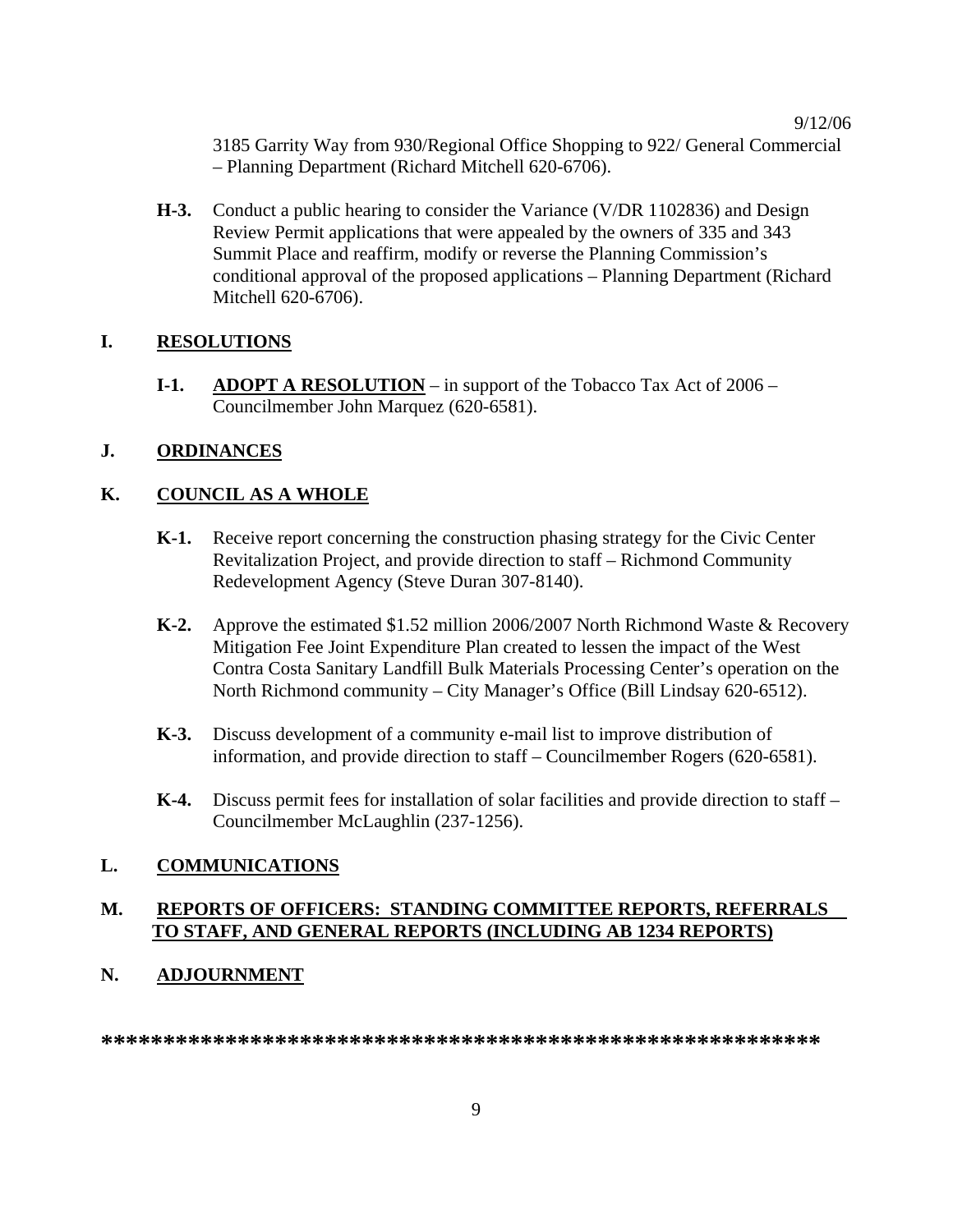3185 Garrity Way from 930/Regional Office Shopping to 922/ General Commercial – Planning Department (Richard Mitchell 620-6706).

**H-3.** Conduct a public hearing to consider the Variance (V/DR 1102836) and Design Review Permit applications that were appealed by the owners of 335 and 343 Summit Place and reaffirm, modify or reverse the Planning Commission's conditional approval of the proposed applications – Planning Department (Richard Mitchell 620-6706).

## I. RESOLUTIONS

**I-1.** **ADOPT A RESOLUTION** – in support of the Tobacco Tax Act of 2006 – Councilmember John Marquez (620-6581).

## J. ORDINANCES

## K. COUNCIL AS A WHOLE

**K-1.** Receive report concerning the construction phasing strategy for the Civic Center Revitalization Project, and provide direction to staff – Richmond Community Redevelopment Agency (Steve Duran 307-8140).

**K-2.** Approve the estimated $1.52 million 2006/2007 North Richmond Waste & Recovery Mitigation Fee Joint Expenditure Plan created to lessen the impact of the West Contra Costa Sanitary Landfill Bulk Materials Processing Center's operation on the North Richmond community – City Manager's Office (Bill Lindsay 620-6512).

**K-3.** Discuss development of a community e-mail list to improve distribution of information, and provide direction to staff – Councilmember Rogers (620-6581).

**K-4.** Discuss permit fees for installation of solar facilities and provide direction to staff – Councilmember McLaughlin (237-1256).

## L. COMMUNICATIONS

## M. REPORTS OF OFFICERS: STANDING COMMITTEE REPORTS, REFERRALS TO STAFF, AND GENERAL REPORTS (INCLUDING AB 1234 REPORTS)

## N. ADJOURNMENT

**********************************************************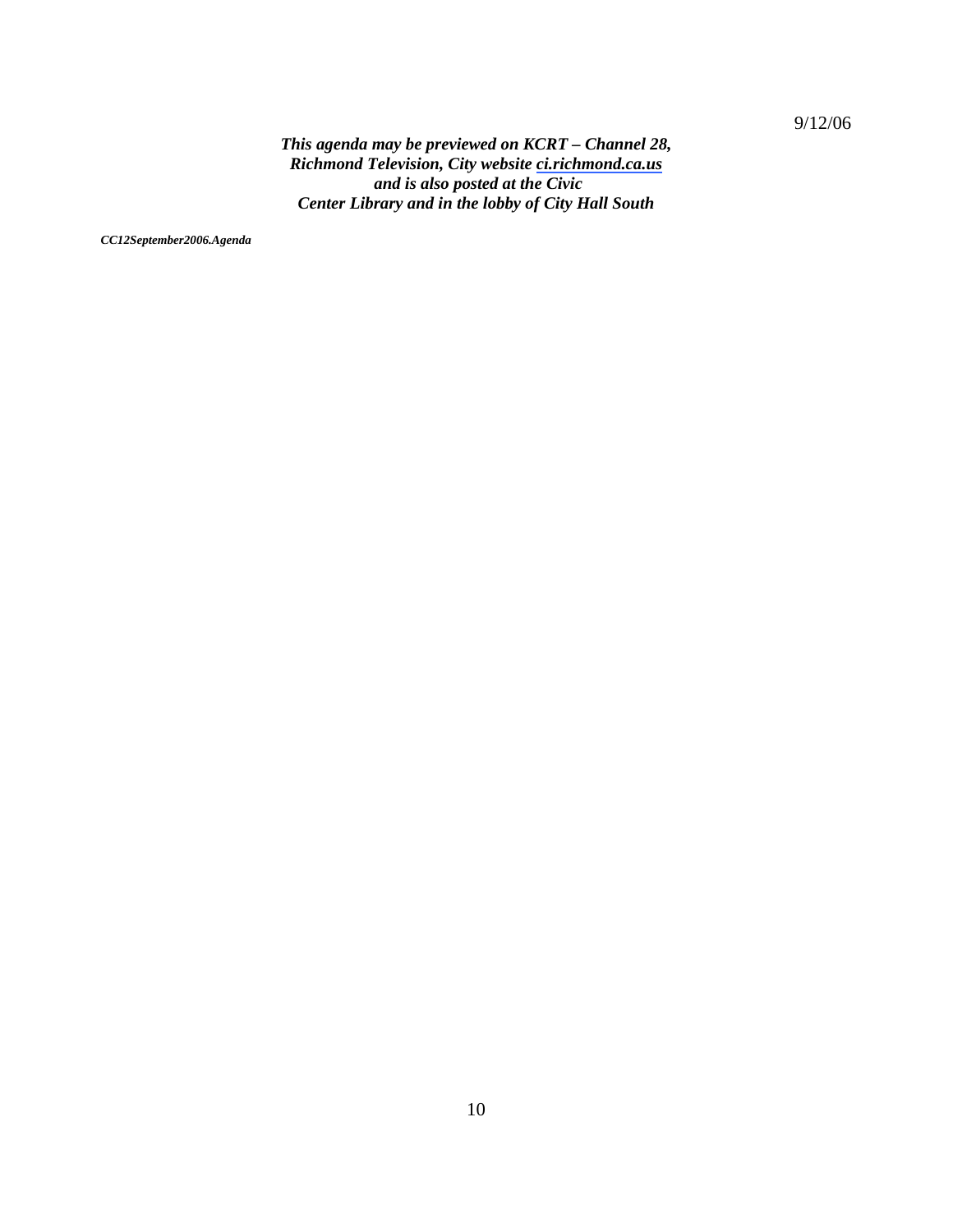*This agenda may be previewed on KCRT – Channel 28, Richmond Television, City website [ci.richmond.ca.us](ci.richmond.ca.us) and is also posted at the Civic Center Library and in the lobby of City Hall South*

*CC12September2006.Agenda*